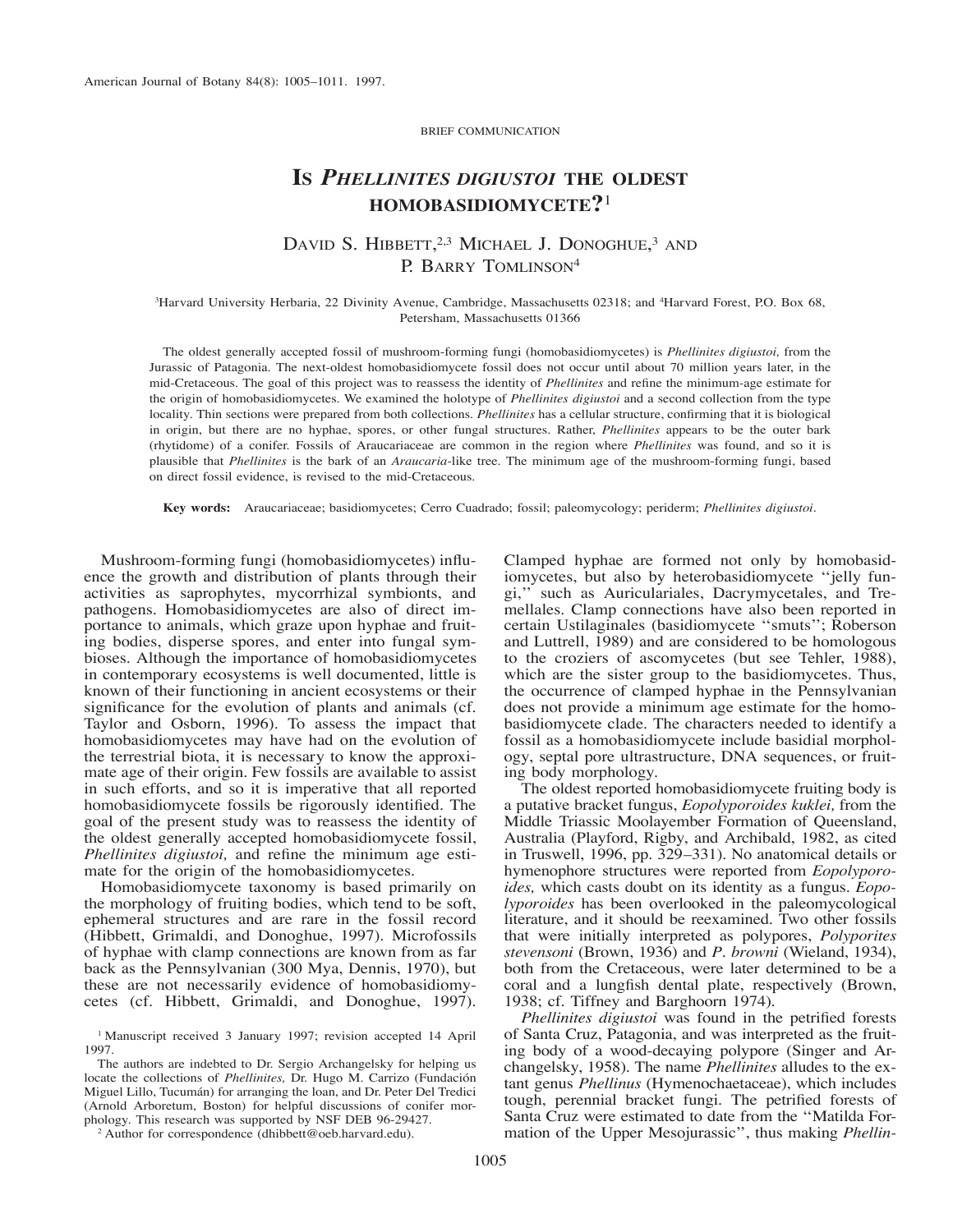BRIEF COMMUNICATION

# Is *Phellinites digiustoi* the oldest homobasidiomycete?[1]

David S. Hibbett,[2,3] Michael J. Donoghue,[3] and P. Barry Tomlinson[4]

[3]Harvard University Herbaria, 22 Divinity Avenue, Cambridge, Massachusetts 02318; and [4]Harvard Forest, P.O. Box 68, Petersham, Massachusetts 01366

The oldest generally accepted fossil of mushroom-forming fungi (homobasidiomycetes) is *Phellinites digiustoi,* from the Jurassic of Patagonia. The next-oldest homobasidiomycete fossil does not occur until about 70 million years later, in the mid-Cretaceous. The goal of this project was to reassess the identity of *Phellinites* and refine the minimum-age estimate for the origin of homobasidiomycetes. We examined the holotype of *Phellinites digiustoi* and a second collection from the type locality. Thin sections were prepared from both collections. *Phellinites* has a cellular structure, confirming that it is biological in origin, but there are no hyphae, spores, or other fungal structures. Rather, *Phellinites* appears to be the outer bark (rhytidome) of a conifer. Fossils of Araucariaceae are common in the region where *Phellinites* was found, and so it is plausible that *Phellinites* is the bark of an *Araucaria*-like tree. The minimum age of the mushroom-forming fungi, based on direct fossil evidence, is revised to the mid-Cretaceous.

**Key words:** Araucariaceae; basidiomycetes; Cerro Cuadrado; fossil; paleomycology; periderm; *Phellinites digiustoi*.

Mushroom-forming fungi (homobasidiomycetes) influence the growth and distribution of plants through their activities as saprophytes, mycorrhizal symbionts, and pathogens. Homobasidiomycetes are also of direct importance to animals, which graze upon hyphae and fruiting bodies, disperse spores, and enter into fungal symbioses. Although the importance of homobasidiomycetes in contemporary ecosystems is well documented, little is known of their functioning in ancient ecosystems or their significance for the evolution of plants and animals (cf. Taylor and Osborn, 1996). To assess the impact that homobasidiomycetes may have had on the evolution of the terrestrial biota, it is necessary to know the approximate age of their origin. Few fossils are available to assist in such efforts, and so it is imperative that all reported homobasidiomycete fossils be rigorously identified. The goal of the present study was to reassess the identity of the oldest generally accepted homobasidiomycete fossil, *Phellinites digiustoi,* and refine the minimum age estimate for the origin of the homobasidiomycetes.

Homobasidiomycete taxonomy is based primarily on the morphology of fruiting bodies, which tend to be soft, ephemeral structures and are rare in the fossil record (Hibbett, Grimaldi, and Donoghue, 1997). Microfossils of hyphae with clamp connections are known from as far back as the Pennsylvanian (300 Mya, Dennis, 1970), but these are not necessarily evidence of homobasidiomycetes (cf. Hibbett, Grimaldi, and Donoghue, 1997). Clamped hyphae are formed not only by homobasidiomycetes, but also by heterobasidiomycete "jelly fungi," such as Auriculariales, Dacrymycetales, and Tremellales. Clamp connections have also been reported in certain Ustilaginales (basidiomycete "smuts"; Roberson and Luttrell, 1989) and are considered to be homologous to the croziers of ascomycetes (but see Tehler, 1988), which are the sister group to the basidiomycetes. Thus, the occurrence of clamped hyphae in the Pennsylvanian does not provide a minimum age estimate for the homobasidiomycete clade. The characters needed to identify a fossil as a homobasidiomycete include basidial morphology, septal pore ultrastructure, DNA sequences, or fruiting body morphology.

The oldest reported homobasidiomycete fruiting body is a putative bracket fungus, *Eopolyporoides kuklei,* from the Middle Triassic Moolayember Formation of Queensland, Australia (Playford, Rigby, and Archibald, 1982, as cited in Truswell, 1996, pp. 329–331). No anatomical details or hymenophore structures were reported from *Eopolyporoides,* which casts doubt on its identity as a fungus. *Eopolyporoides* has been overlooked in the paleomycological literature, and it should be reexamined. Two other fossils that were initially interpreted as polypores, *Polyporites stevensoni* (Brown, 1936) and *P. browni* (Wieland, 1934), both from the Cretaceous, were later determined to be a coral and a lungfish dental plate, respectively (Brown, 1938; cf. Tiffney and Barghoorn 1974).

*Phellinites digiustoi* was found in the petrified forests of Santa Cruz, Patagonia, and was interpreted as the fruiting body of a wood-decaying polypore (Singer and Archangelsky, 1958). The name *Phellinites* alludes to the extant genus *Phellinus* (Hymenochaetaceae), which includes tough, perennial bracket fungi. The petrified forests of Santa Cruz were estimated to date from the "Matilda Formation of the Upper Mesojurassic", thus making *Phellin-*

[1] Manuscript received 3 January 1997; revision accepted 14 April 1997.

The authors are indebted to Dr. Sergio Archangelsky for helping us locate the collections of *Phellinites,* Dr. Hugo M. Carrizo (Fundación Miguel Lillo, Tucumán) for arranging the loan, and Dr. Peter Del Tredici (Arnold Arboretum, Boston) for helpful discussions of conifer morphology. This research was supported by NSF DEB 96-29427.

[2] Author for correspondence (dhibbett@oeb.harvard.edu).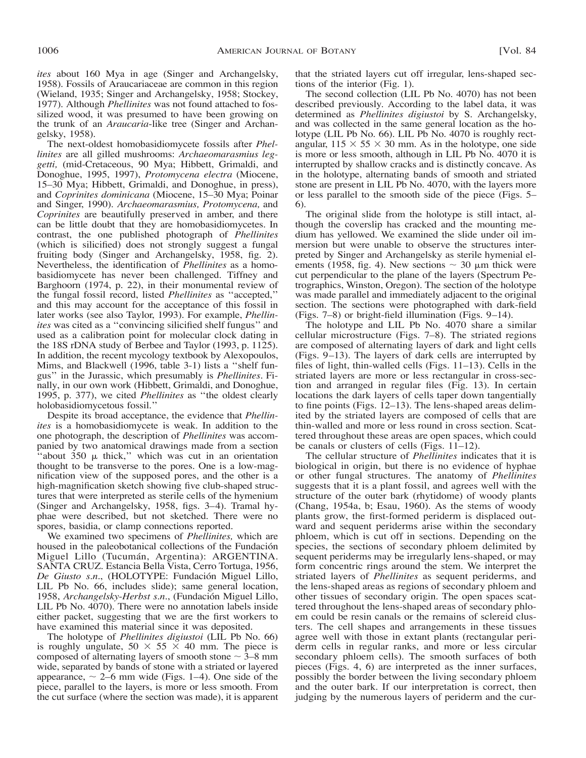*ites* about 160 Mya in age (Singer and Archangelsky, 1958). Fossils of Araucariaceae are common in this region (Wieland, 1935; Singer and Archangelsky, 1958; Stockey, 1977). Although *Phellinites* was not found attached to fossilized wood, it was presumed to have been growing on the trunk of an *Araucaria*-like tree (Singer and Archangelsky, 1958).

The next-oldest homobasidiomycete fossils after *Phellinites* are all gilled mushrooms: *Archaeomarasmius leggetti,* (mid-Cretaceous, 90 Mya; Hibbett, Grimaldi, and Donoghue, 1995, 1997), *Protomycena electra* (Miocene, 15–30 Mya; Hibbett, Grimaldi, and Donoghue, in press), and *Coprinites dominicana* (Miocene, 15–30 Mya; Poinar and Singer, 1990). *Archaeomarasmius, Protomycena,* and *Coprinites* are beautifully preserved in amber, and there can be little doubt that they are homobasidiomycetes. In contrast, the one published photograph of *Phellinites* (which is silicified) does not strongly suggest a fungal fruiting body (Singer and Archangelsky, 1958, fig. 2). Nevertheless, the identification of *Phellinites* as a homobasidiomycete has never been challenged. Tiffney and Barghoorn (1974, p. 22), in their monumental review of the fungal fossil record, listed *Phellinites* as "accepted," and this may account for the acceptance of this fossil in later works (see also Taylor, 1993). For example, *Phellinites* was cited as a "convincing silicified shelf fungus" and used as a calibration point for molecular clock dating in the 18S rDNA study of Berbee and Taylor (1993, p. 1125). In addition, the recent mycology textbook by Alexopoulos, Mims, and Blackwell (1996, table 3-1) lists a "shelf fungus" in the Jurassic, which presumably is *Phellinites*. Finally, in our own work (Hibbett, Grimaldi, and Donoghue, 1995, p. 377), we cited *Phellinites* as "the oldest clearly holobasidiomycetous fossil."

Despite its broad acceptance, the evidence that *Phellinites* is a homobasidiomycete is weak. In addition to the one photograph, the description of *Phellinites* was accompanied by two anatomical drawings made from a section "about 350 μ thick," which was cut in an orientation thought to be transverse to the pores. One is a low-magnification view of the supposed pores, and the other is a high-magnification sketch showing five club-shaped structures that were interpreted as sterile cells of the hymenium (Singer and Archangelsky, 1958, figs. 3–4). Tramal hyphae were described, but not sketched. There were no spores, basidia, or clamp connections reported.

We examined two specimens of *Phellinites,* which are housed in the paleobotanical collections of the Fundación Miguel Lillo (Tucumán, Argentina): ARGENTINA. SANTA CRUZ. Estancia Bella Vista, Cerro Tortuga, 1956, *De Giusto s.n*., (HOLOTYPE: Fundación Miguel Lillo, LIL Pb No. 66, includes slide); same general location, 1958, *Archangelsky-Herbst s.n*., (Fundación Miguel Lillo, LIL Pb No. 4070). There were no annotation labels inside either packet, suggesting that we are the first workers to have examined this material since it was deposited.

The holotype of *Phellinites digiustoi* (LIL Pb No. 66) is roughly ungulate, 50 × 55 × 40 mm. The piece is composed of alternating layers of smooth stone ~ 3–8 mm wide, separated by bands of stone with a striated or layered appearance, ~ 2–6 mm wide (Figs. 1–4). One side of the piece, parallel to the layers, is more or less smooth. From the cut surface (where the section was made), it is apparent that the striated layers cut off irregular, lens-shaped sections of the interior (Fig. 1).

The second collection (LIL Pb No. 4070) has not been described previously. According to the label data, it was determined as *Phellinites digiustoi* by S. Archangelsky, and was collected in the same general location as the holotype (LIL Pb No. 66). LIL Pb No. 4070 is roughly rectangular, 115 × 55 × 30 mm. As in the holotype, one side is more or less smooth, although in LIL Pb No. 4070 it is interrupted by shallow cracks and is distinctly concave. As in the holotype, alternating bands of smooth and striated stone are present in LIL Pb No. 4070, with the layers more or less parallel to the smooth side of the piece (Figs. 5–6).

The original slide from the holotype is still intact, although the coverslip has cracked and the mounting medium has yellowed. We examined the slide under oil immersion but were unable to observe the structures interpreted by Singer and Archangelsky as sterile hymenial elements (1958, fig. 4). New sections ~ 30 μm thick were cut perpendicular to the plane of the layers (Spectrum Petrographics, Winston, Oregon). The section of the holotype was made parallel and immediately adjacent to the original section. The sections were photographed with dark-field (Figs. 7–8) or bright-field illumination (Figs. 9–14).

The holotype and LIL Pb No. 4070 share a similar cellular microstructure (Figs. 7–8). The striated regions are composed of alternating layers of dark and light cells (Figs. 9–13). The layers of dark cells are interrupted by files of light, thin-walled cells (Figs. 11–13). Cells in the striated layers are more or less rectangular in cross-section and arranged in regular files (Fig. 13). In certain locations the dark layers of cells taper down tangentially to fine points (Figs. 12–13). The lens-shaped areas delimited by the striated layers are composed of cells that are thin-walled and more or less round in cross section. Scattered throughout these areas are open spaces, which could be canals or clusters of cells (Figs. 11–12).

The cellular structure of *Phellinites* indicates that it is biological in origin, but there is no evidence of hyphae or other fungal structures. The anatomy of *Phellinites* suggests that it is a plant fossil, and agrees well with the structure of the outer bark (rhytidome) of woody plants (Chang, 1954a, b; Esau, 1960). As the stems of woody plants grow, the first-formed periderm is displaced outward and sequent periderms arise within the secondary phloem, which is cut off in sections. Depending on the species, the sections of secondary phloem delimited by sequent periderms may be irregularly lens-shaped, or may form concentric rings around the stem. We interpret the striated layers of *Phellinites* as sequent periderms, and the lens-shaped areas as regions of secondary phloem and other tissues of secondary origin. The open spaces scattered throughout the lens-shaped areas of secondary phloem could be resin canals or the remains of sclereid clusters. The cell shapes and arrangements in these tissues agree well with those in extant plants (rectangular periderm cells in regular ranks, and more or less circular secondary phloem cells). The smooth surfaces of both pieces (Figs. 4, 6) are interpreted as the inner surfaces, possibly the border between the living secondary phloem and the outer bark. If our interpretation is correct, then judging by the numerous layers of periderm and the cur-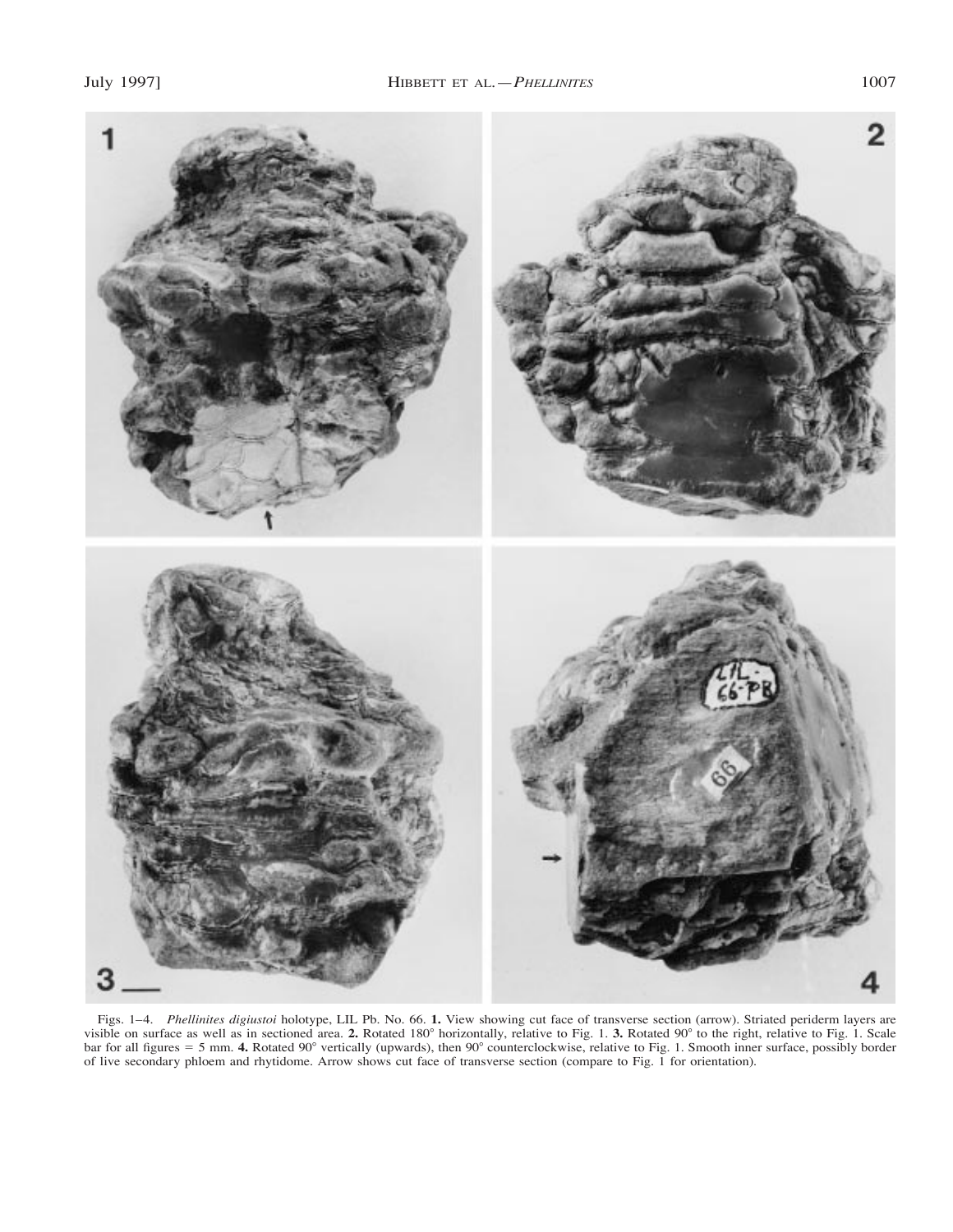Figs. 1–4. *Phellinites digiustoi* holotype, LIL Pb. No. 66. **1.** View showing cut face of transverse section (arrow). Striated periderm layers are visible on surface as well as in sectioned area. **2.** Rotated 180° horizontally, relative to Fig. 1. **3.** Rotated 90° to the right, relative to Fig. 1. Scale bar for all figures = 5 mm. **4.** Rotated 90° vertically (upwards), then 90° counterclockwise, relative to Fig. 1. Smooth inner surface, possibly border of live secondary phloem and rhytidome. Arrow shows cut face of transverse section (compare to Fig. 1 for orientation).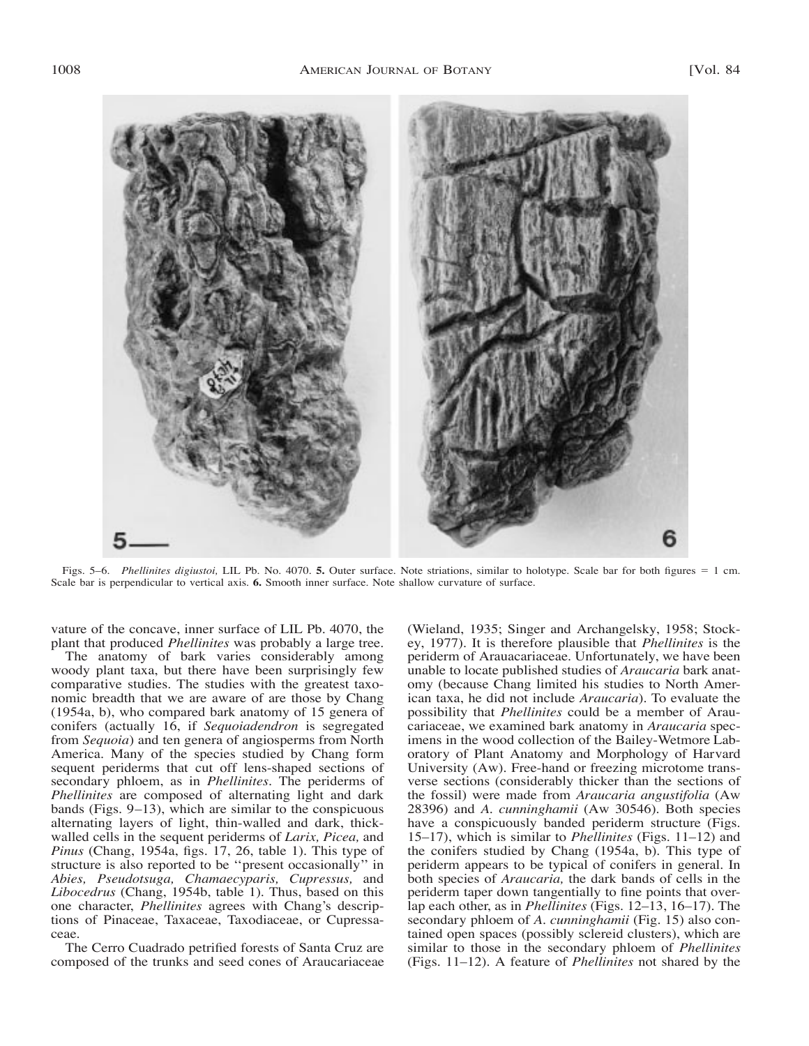Figs. 5–6. *Phellinites digiustoi,* LIL Pb. No. 4070. **5.** Outer surface. Note striations, similar to holotype. Scale bar for both figures = 1 cm. Scale bar is perpendicular to vertical axis. **6.** Smooth inner surface. Note shallow curvature of surface.

vature of the concave, inner surface of LIL Pb. 4070, the plant that produced *Phellinites* was probably a large tree.

The anatomy of bark varies considerably among woody plant taxa, but there have been surprisingly few comparative studies. The studies with the greatest taxonomic breadth that we are aware of are those by Chang (1954a, b), who compared bark anatomy of 15 genera of conifers (actually 16, if *Sequoiadendron* is segregated from *Sequoia*) and ten genera of angiosperms from North America. Many of the species studied by Chang form sequent periderms that cut off lens-shaped sections of secondary phloem, as in *Phellinites*. The periderms of *Phellinites* are composed of alternating light and dark bands (Figs. 9–13), which are similar to the conspicuous alternating layers of light, thin-walled and dark, thick-walled cells in the sequent periderms of *Larix, Picea,* and *Pinus* (Chang, 1954a, figs. 17, 26, table 1). This type of structure is also reported to be "present occasionally" in *Abies, Pseudotsuga, Chamaecyparis, Cupressus,* and *Libocedrus* (Chang, 1954b, table 1). Thus, based on this one character, *Phellinites* agrees with Chang's descriptions of Pinaceae, Taxaceae, Taxodiaceae, or Cupressaceae.

The Cerro Cuadrado petrified forests of Santa Cruz are composed of the trunks and seed cones of Araucariaceae (Wieland, 1935; Singer and Archangelsky, 1958; Stockey, 1977). It is therefore plausible that *Phellinites* is the periderm of Arauacariaceae. Unfortunately, we have been unable to locate published studies of *Araucaria* bark anatomy (because Chang limited his studies to North American taxa, he did not include *Araucaria*). To evaluate the possibility that *Phellinites* could be a member of Araucariaceae, we examined bark anatomy in *Araucaria* specimens in the wood collection of the Bailey-Wetmore Laboratory of Plant Anatomy and Morphology of Harvard University (Aw). Free-hand or freezing microtome transverse sections (considerably thicker than the sections of the fossil) were made from *Araucaria angustifolia* (Aw 28396) and *A. cunninghamii* (Aw 30546). Both species have a conspicuously banded periderm structure (Figs. 15–17), which is similar to *Phellinites* (Figs. 11–12) and the conifers studied by Chang (1954a, b). This type of periderm appears to be typical of conifers in general. In both species of *Araucaria,* the dark bands of cells in the periderm taper down tangentially to fine points that overlap each other, as in *Phellinites* (Figs. 12–13, 16–17). The secondary phloem of *A. cunninghamii* (Fig. 15) also contained open spaces (possibly sclereid clusters), which are similar to those in the secondary phloem of *Phellinites* (Figs. 11–12). A feature of *Phellinites* not shared by the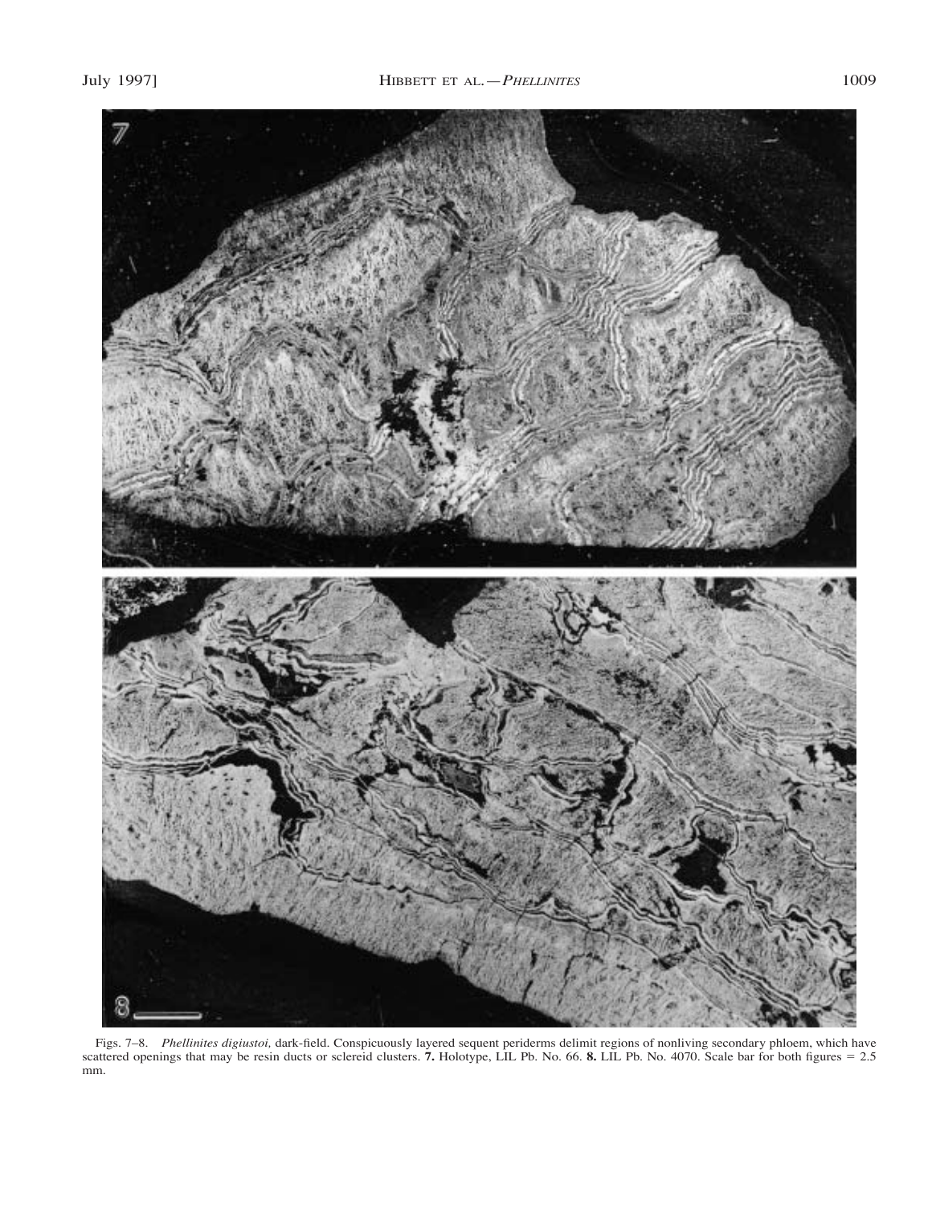Figs. 7–8. *Phellinites digiustoi,* dark-field. Conspicuously layered sequent periderms delimit regions of nonliving secondary phloem, which have scattered openings that may be resin ducts or sclereid clusters. **7.** Holotype, LIL Pb. No. 66. **8.** LIL Pb. No. 4070. Scale bar for both figures = 2.5 mm.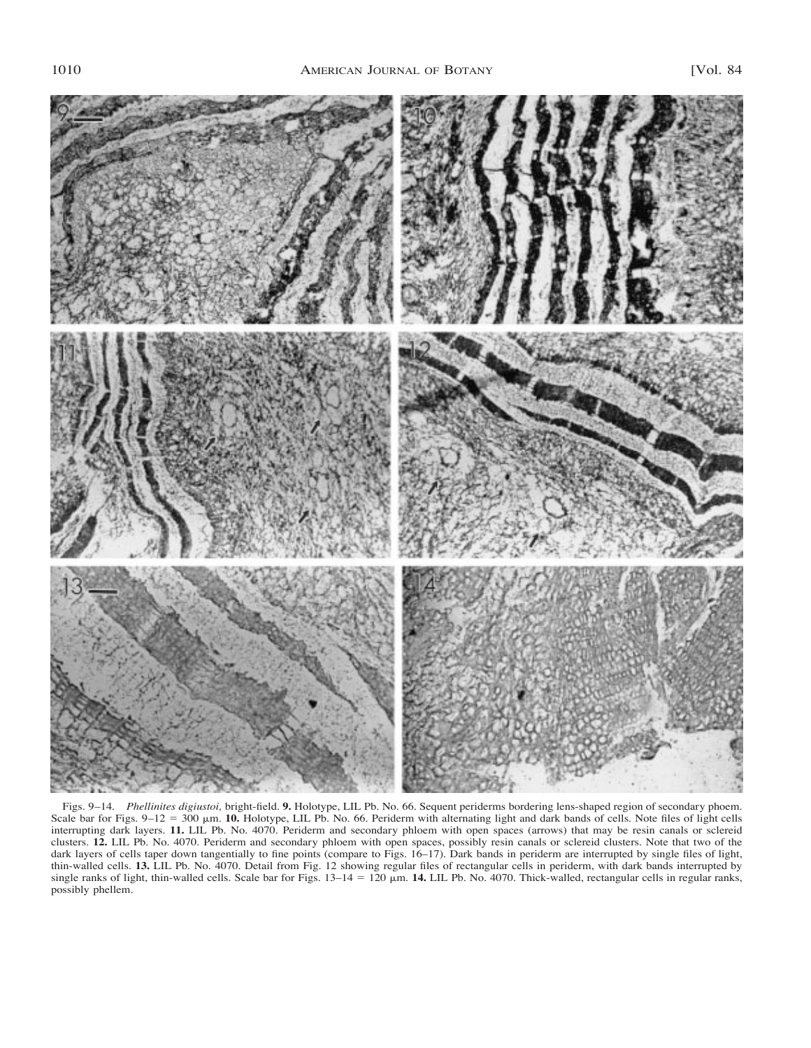Figs. 9–14. *Phellinites digiustoi,* bright-field. **9.** Holotype, LIL Pb. No. 66. Sequent periderms bordering lens-shaped region of secondary phoem. Scale bar for Figs. 9–12 = 300 μm. **10.** Holotype, LIL Pb. No. 66. Periderm with alternating light and dark bands of cells. Note files of light cells interrupting dark layers. **11.** LIL Pb. No. 4070. Periderm and secondary phloem with open spaces (arrows) that may be resin canals or sclereid clusters. **12.** LIL Pb. No. 4070. Periderm and secondary phloem with open spaces, possibly resin canals or sclereid clusters. Note that two of the dark layers of cells taper down tangentially to fine points (compare to Figs. 16–17). Dark bands in periderm are interrupted by single files of light, thin-walled cells. **13.** LIL Pb. No. 4070. Detail from Fig. 12 showing regular files of rectangular cells in periderm, with dark bands interrupted by single ranks of light, thin-walled cells. Scale bar for Figs. 13–14 = 120 μm. **14.** LIL Pb. No. 4070. Thick-walled, rectangular cells in regular ranks, possibly phellem.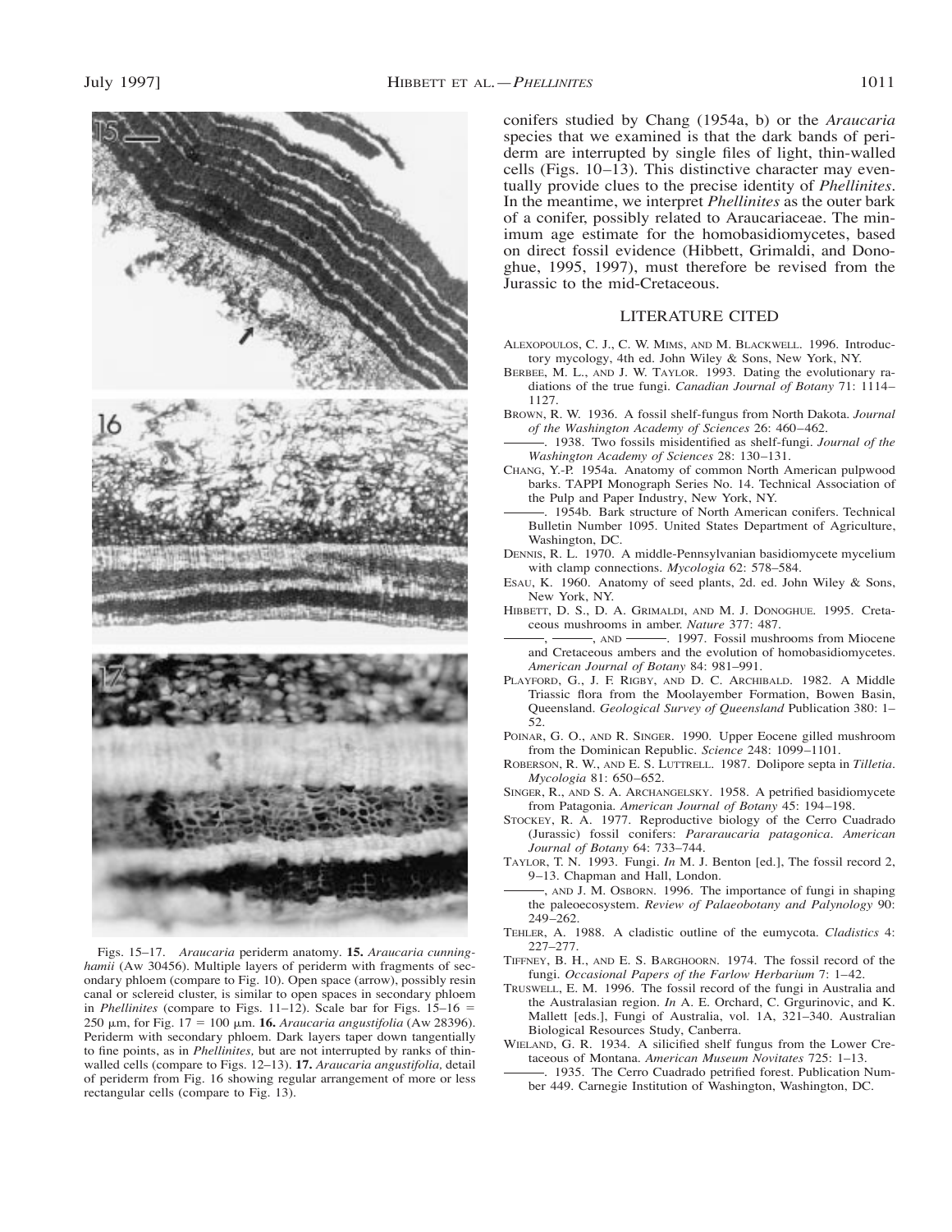conifers studied by Chang (1954a, b) or the *Araucaria* species that we examined is that the dark bands of periderm are interrupted by single files of light, thin-walled cells (Figs. 10–13). This distinctive character may eventually provide clues to the precise identity of *Phellinites*. In the meantime, we interpret *Phellinites* as the outer bark of a conifer, possibly related to Araucariaceae. The minimum age estimate for the homobasidiomycetes, based on direct fossil evidence (Hibbett, Grimaldi, and Donoghue, 1995, 1997), must therefore be revised from the Jurassic to the mid-Cretaceous.

Figs. 15–17. *Araucaria* periderm anatomy. **15.** *Araucaria cunninghamii* (Aw 30456). Multiple layers of periderm with fragments of secondary phloem (compare to Fig. 10). Open space (arrow), possibly resin canal or sclereid cluster, is similar to open spaces in secondary phloem in *Phellinites* (compare to Figs. 11–12). Scale bar for Figs. 15–16 = 250 μm, for Fig. 17 = 100 μm. **16.** *Araucaria angustifolia* (Aw 28396). Periderm with secondary phloem. Dark layers taper down tangentially to fine points, as in *Phellinites,* but are not interrupted by ranks of thin-walled cells (compare to Figs. 12–13). **17.** *Araucaria angustifolia,* detail of periderm from Fig. 16 showing regular arrangement of more or less rectangular cells (compare to Fig. 13).

## LITERATURE CITED

Alexopoulos, C. J., C. W. Mims, and M. Blackwell. 1996. Introductory mycology, 4th ed. John Wiley & Sons, New York, NY.

Berbee, M. L., and J. W. Taylor. 1993. Dating the evolutionary radiations of the true fungi. *Canadian Journal of Botany* 71: 1114–1127.

Brown, R. W. 1936. A fossil shelf-fungus from North Dakota. *Journal of the Washington Academy of Sciences* 26: 460–462.

———. 1938. Two fossils misidentified as shelf-fungi. *Journal of the Washington Academy of Sciences* 28: 130–131.

Chang, Y.-P. 1954a. Anatomy of common North American pulpwood barks. TAPPI Monograph Series No. 14. Technical Association of the Pulp and Paper Industry, New York, NY.

———. 1954b. Bark structure of North American conifers. Technical Bulletin Number 1095. United States Department of Agriculture, Washington, DC.

Dennis, R. L. 1970. A middle-Pennsylvanian basidiomycete mycelium with clamp connections. *Mycologia* 62: 578–584.

Esau, K. 1960. Anatomy of seed plants, 2d. ed. John Wiley & Sons, New York, NY.

Hibbett, D. S., D. A. Grimaldi, and M. J. Donoghue. 1995. Cretaceous mushrooms in amber. *Nature* 377: 487.

———, ———, and ———. 1997. Fossil mushrooms from Miocene and Cretaceous ambers and the evolution of homobasidiomycetes. *American Journal of Botany* 84: 981–991.

Playford, G., J. F. Rigby, and D. C. Archibald. 1982. A Middle Triassic flora from the Moolayember Formation, Bowen Basin, Queensland. *Geological Survey of Queensland* Publication 380: 1–52.

Poinar, G. O., and R. Singer. 1990. Upper Eocene gilled mushroom from the Dominican Republic. *Science* 248: 1099–1101.

Roberson, R. W., and E. S. Luttrell. 1987. Dolipore septa in *Tilletia*. *Mycologia* 81: 650–652.

Singer, R., and S. A. Archangelsky. 1958. A petrified basidiomycete from Patagonia. *American Journal of Botany* 45: 194–198.

Stockey, R. A. 1977. Reproductive biology of the Cerro Cuadrado (Jurassic) fossil conifers: *Pararaucaria patagonica*. *American Journal of Botany* 64: 733–744.

Taylor, T. N. 1993. Fungi. *In* M. J. Benton [ed.], The fossil record 2, 9–13. Chapman and Hall, London.

———, and J. M. Osborn. 1996. The importance of fungi in shaping the paleoecosystem. *Review of Palaeobotany and Palynology* 90: 249–262.

Tehler, A. 1988. A cladistic outline of the eumycota. *Cladistics* 4: 227–277.

Tiffney, B. H., and E. S. Barghoorn. 1974. The fossil record of the fungi. *Occasional Papers of the Farlow Herbarium* 7: 1–42.

Truswell, E. M. 1996. The fossil record of the fungi in Australia and the Australasian region. *In* A. E. Orchard, C. Grgurinovic, and K. Mallett [eds.], Fungi of Australia, vol. 1A, 321–340. Australian Biological Resources Study, Canberra.

Wieland, G. R. 1934. A silicified shelf fungus from the Lower Cretaceous of Montana. *American Museum Novitates* 725: 1–13.

———. 1935. The Cerro Cuadrado petrified forest. Publication Number 449. Carnegie Institution of Washington, Washington, DC.